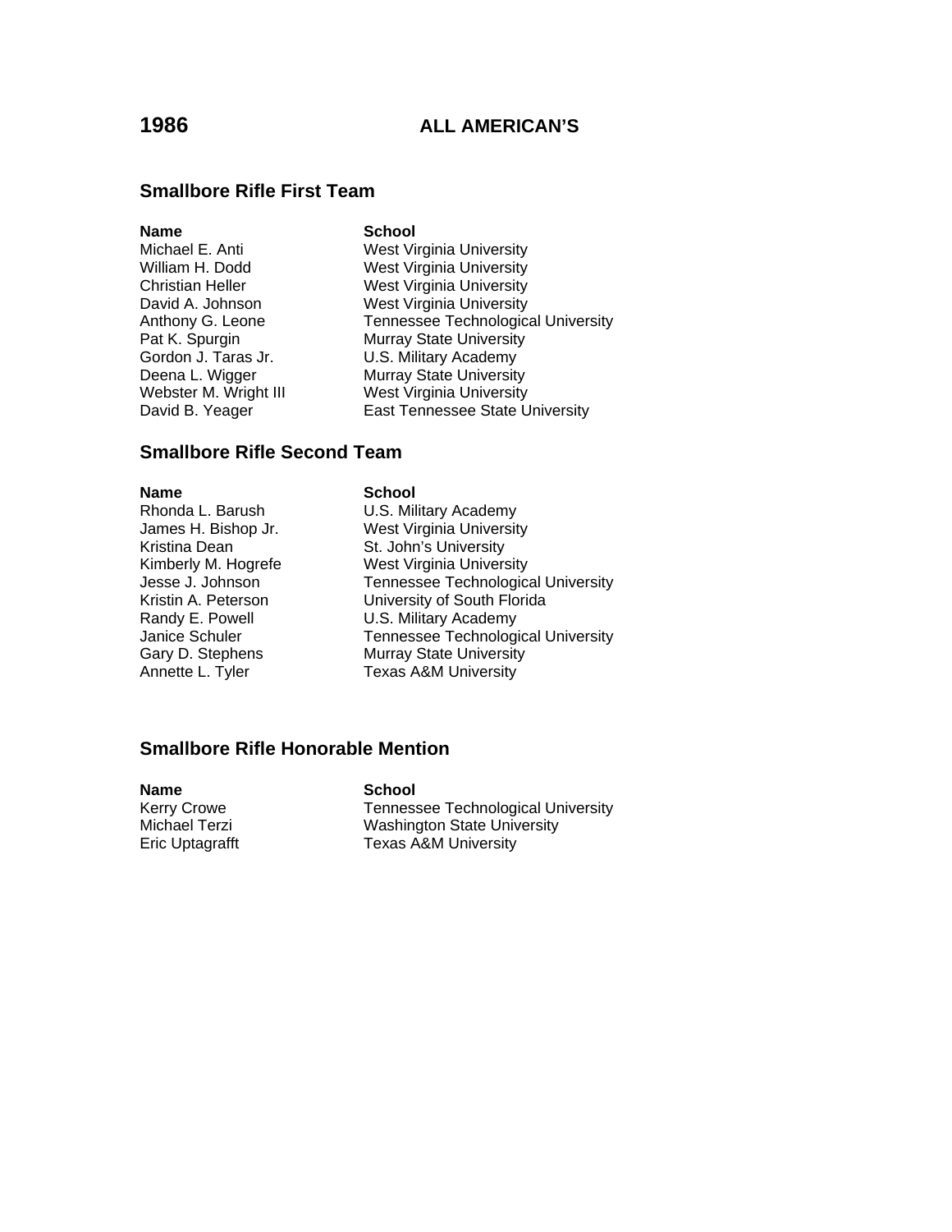# 1986 ALL AMERICAN'S

## Smallbore Rifle First Team

| Name | School |
|---|---|
| Michael E. Anti | West Virginia University |
| William H. Dodd | West Virginia University |
| Christian Heller | West Virginia University |
| David A. Johnson | West Virginia University |
| Anthony G. Leone | Tennessee Technological University |
| Pat K. Spurgin | Murray State University |
| Gordon J. Taras Jr. | U.S. Military Academy |
| Deena L. Wigger | Murray State University |
| Webster M. Wright III | West Virginia University |
| David B. Yeager | East Tennessee State University |

## Smallbore Rifle Second Team

| Name | School |
|---|---|
| Rhonda L. Barush | U.S. Military Academy |
| James H. Bishop Jr. | West Virginia University |
| Kristina Dean | St. John's University |
| Kimberly M. Hogrefe | West Virginia University |
| Jesse J. Johnson | Tennessee Technological University |
| Kristin A. Peterson | University of South Florida |
| Randy E. Powell | U.S. Military Academy |
| Janice Schuler | Tennessee Technological University |
| Gary D. Stephens | Murray State University |
| Annette L. Tyler | Texas A&M University |

## Smallbore Rifle Honorable Mention

| Name | School |
|---|---|
| Kerry Crowe | Tennessee Technological University |
| Michael Terzi | Washington State University |
| Eric Uptagrafft | Texas A&M University |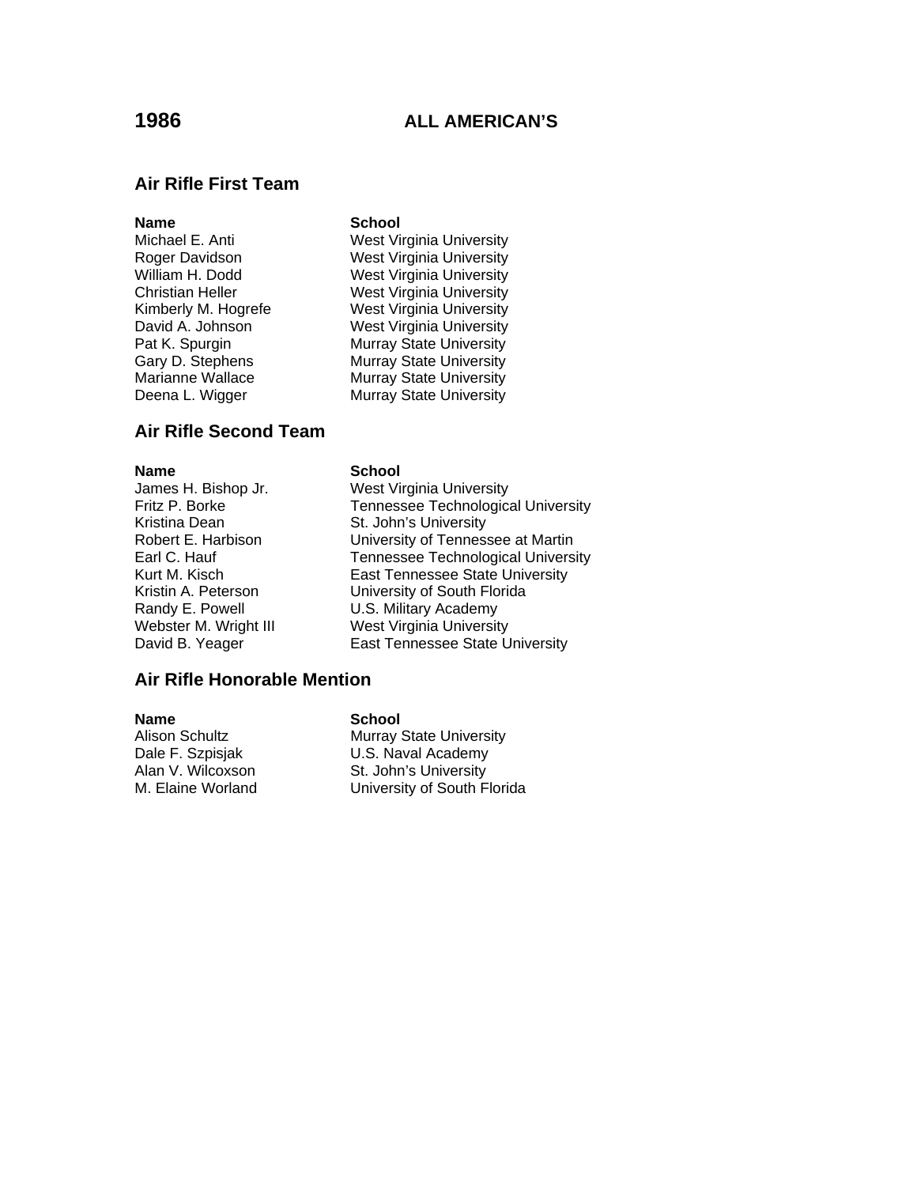# 1986 ALL AMERICAN'S

## Air Rifle First Team

| Name | School |
|---|---|
| Michael E. Anti | West Virginia University |
| Roger Davidson | West Virginia University |
| William H. Dodd | West Virginia University |
| Christian Heller | West Virginia University |
| Kimberly M. Hogrefe | West Virginia University |
| David A. Johnson | West Virginia University |
| Pat K. Spurgin | Murray State University |
| Gary D. Stephens | Murray State University |
| Marianne Wallace | Murray State University |
| Deena L. Wigger | Murray State University |

## Air Rifle Second Team

| Name | School |
|---|---|
| James H. Bishop Jr. | West Virginia University |
| Fritz P. Borke | Tennessee Technological University |
| Kristina Dean | St. John's University |
| Robert E. Harbison | University of Tennessee at Martin |
| Earl C. Hauf | Tennessee Technological University |
| Kurt M. Kisch | East Tennessee State University |
| Kristin A. Peterson | University of South Florida |
| Randy E. Powell | U.S. Military Academy |
| Webster M. Wright III | West Virginia University |
| David B. Yeager | East Tennessee State University |

## Air Rifle Honorable Mention

| Name | School |
|---|---|
| Alison Schultz | Murray State University |
| Dale F. Szpisjak | U.S. Naval Academy |
| Alan V. Wilcoxson | St. John's University |
| M. Elaine Worland | University of South Florida |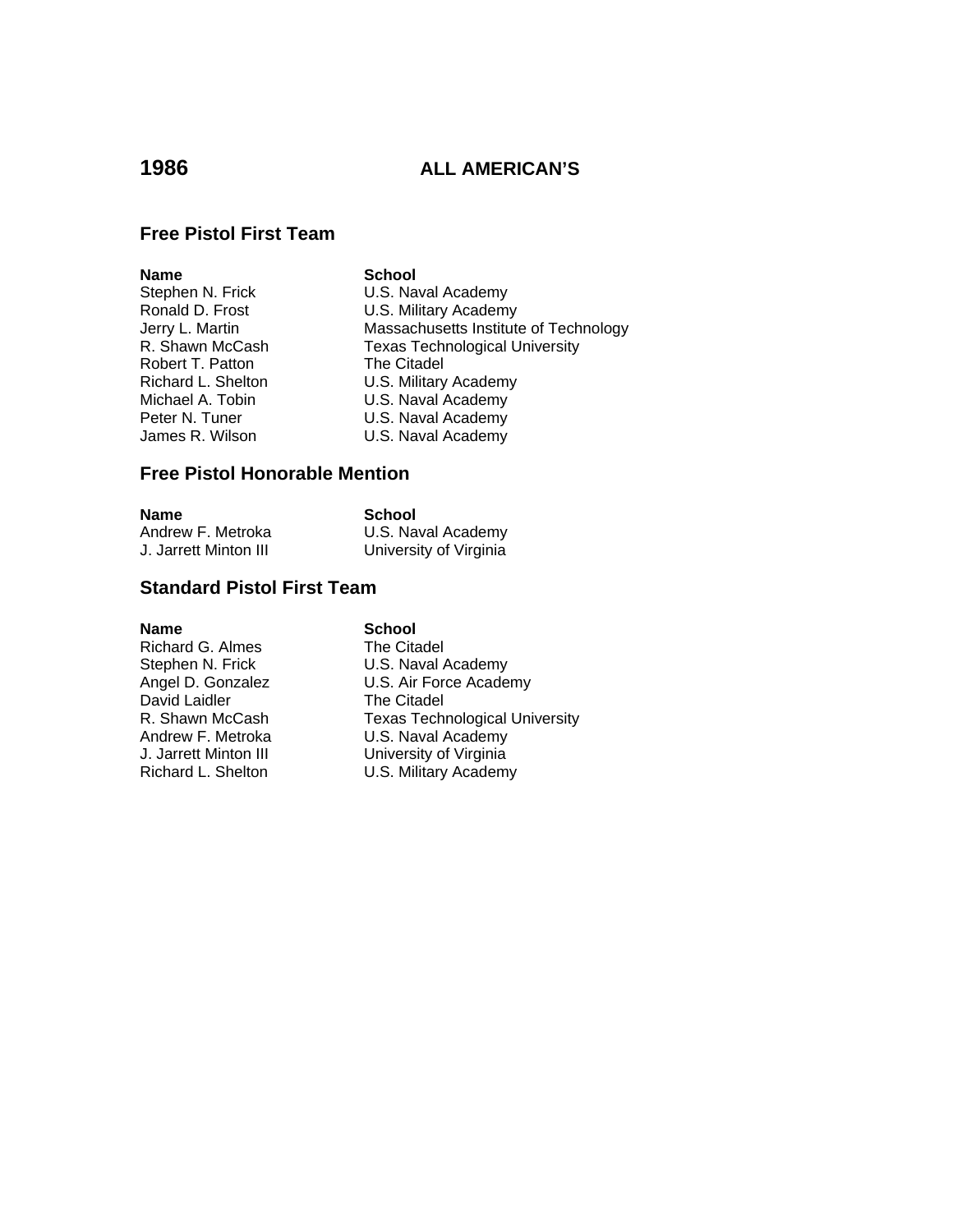# 1986 ALL AMERICAN'S

## Free Pistol First Team

| Name | School |
| --- | --- |
| Stephen N. Frick | U.S. Naval Academy |
| Ronald D. Frost | U.S. Military Academy |
| Jerry L. Martin | Massachusetts Institute of Technology |
| R. Shawn McCash | Texas Technological University |
| Robert T. Patton | The Citadel |
| Richard L. Shelton | U.S. Military Academy |
| Michael A. Tobin | U.S. Naval Academy |
| Peter N. Tuner | U.S. Naval Academy |
| James R. Wilson | U.S. Naval Academy |

## Free Pistol Honorable Mention

| Name | School |
| --- | --- |
| Andrew F. Metroka | U.S. Naval Academy |
| J. Jarrett Minton III | University of Virginia |

## Standard Pistol First Team

| Name | School |
| --- | --- |
| Richard G. Almes | The Citadel |
| Stephen N. Frick | U.S. Naval Academy |
| Angel D. Gonzalez | U.S. Air Force Academy |
| David Laidler | The Citadel |
| R. Shawn McCash | Texas Technological University |
| Andrew F. Metroka | U.S. Naval Academy |
| J. Jarrett Minton III | University of Virginia |
| Richard L. Shelton | U.S. Military Academy |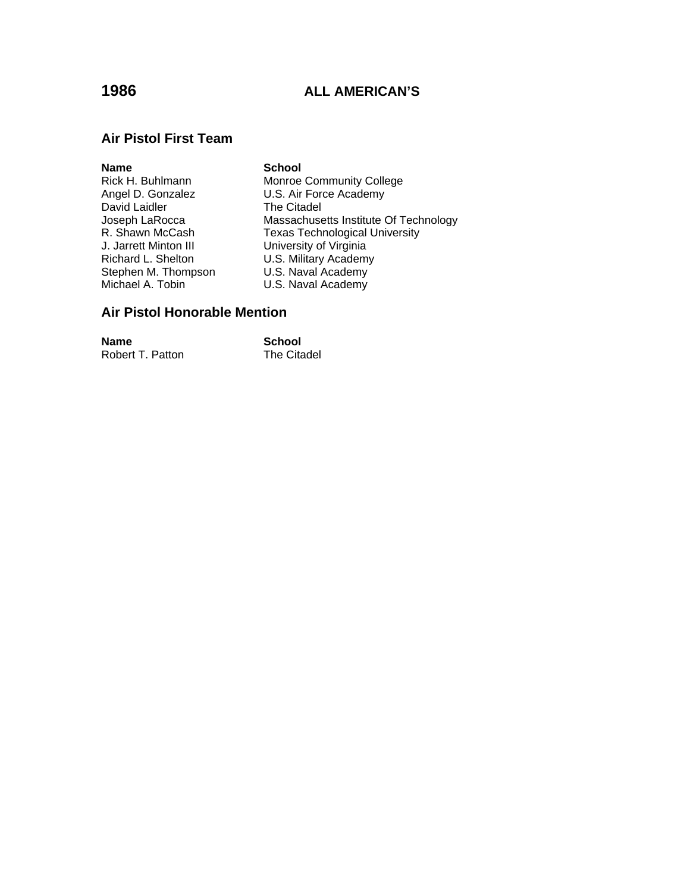# 1986 ALL AMERICAN'S

## Air Pistol First Team

| Name | School |
|---|---|
| Rick H. Buhlmann | Monroe Community College |
| Angel D. Gonzalez | U.S. Air Force Academy |
| David Laidler | The Citadel |
| Joseph LaRocca | Massachusetts Institute Of Technology |
| R. Shawn McCash | Texas Technological University |
| J. Jarrett Minton III | University of Virginia |
| Richard L. Shelton | U.S. Military Academy |
| Stephen M. Thompson | U.S. Naval Academy |
| Michael A. Tobin | U.S. Naval Academy |

## Air Pistol Honorable Mention

| Name | School |
|---|---|
| Robert T. Patton | The Citadel |